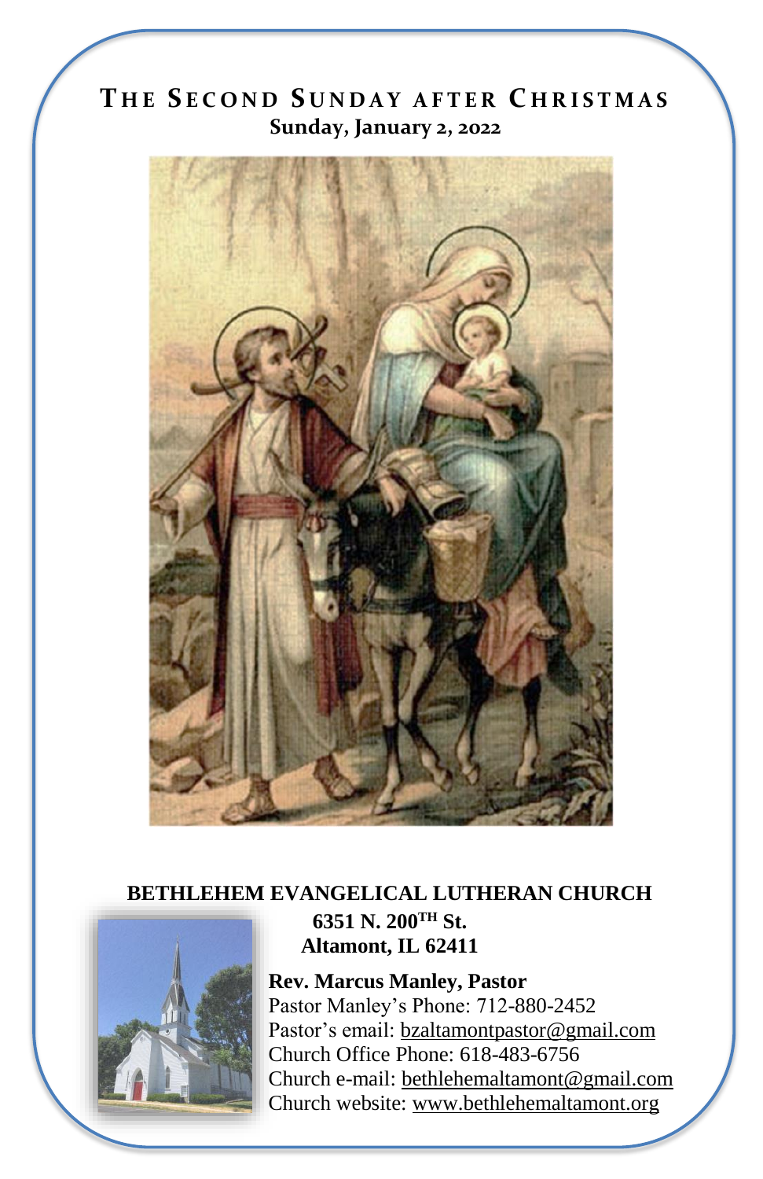# THE SECOND SUNDAY AFTER CHRISTMAS

**Sunday, January 2, 2022**

**BETHLEHEM EVANGELICAL LUTHERAN CHURCH**

**6351 N. 200TH St.**

**Altamont, IL 62411**

**Rev. Marcus Manley, Pastor**

Pastor Manley's Phone: 712-880-2452

Pastor's email: bzaltamontpastor@gmail.com

Church Office Phone: 618-483-6756

Church e-mail: bethlehemaltamont@gmail.com

Church website: www.bethlehemaltamont.org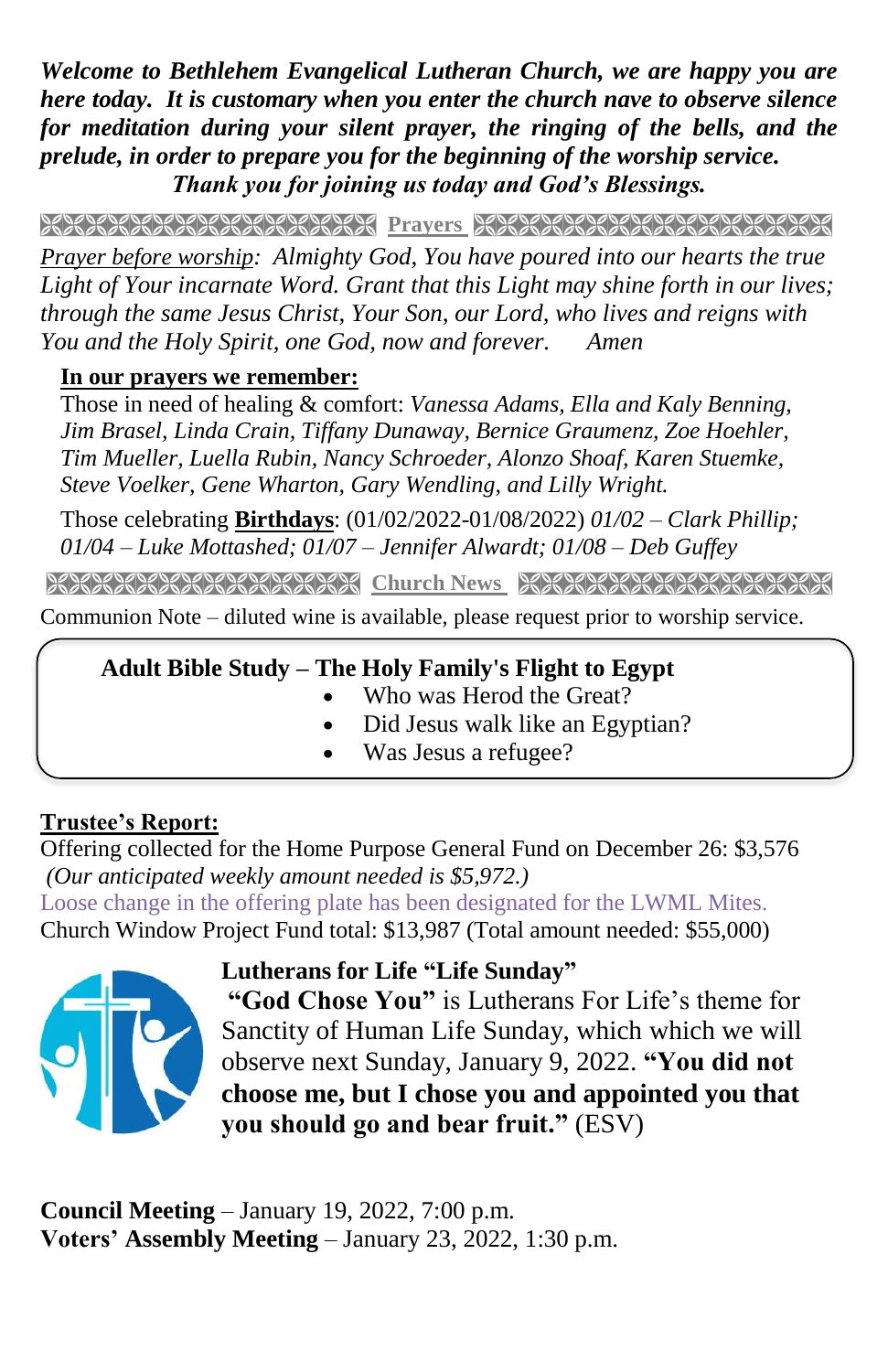***Welcome to Bethlehem Evangelical Lutheran Church, we are happy you are here today. It is customary when you enter the church nave to observe silence for meditation during your silent prayer, the ringing of the bells, and the prelude, in order to prepare you for the beginning of the worship service. Thank you for joining us today and God's Blessings.***

## Prayers

*Prayer before worship: Almighty God, You have poured into our hearts the true Light of Your incarnate Word. Grant that this Light may shine forth in our lives; through the same Jesus Christ, Your Son, our Lord, who lives and reigns with You and the Holy Spirit, one God, now and forever. Amen*

**In our prayers we remember:**

Those in need of healing & comfort: *Vanessa Adams, Ella and Kaly Benning, Jim Brasel, Linda Crain, Tiffany Dunaway, Bernice Graumenz, Zoe Hoehler, Tim Mueller, Luella Rubin, Nancy Schroeder, Alonzo Shoaf, Karen Stuemke, Steve Voelker, Gene Wharton, Gary Wendling, and Lilly Wright.*

Those celebrating **Birthdays**: (01/02/2022-01/08/2022) *01/02 – Clark Phillip; 01/04 – Luke Mottashed; 01/07 – Jennifer Alwardt; 01/08 – Deb Guffey*

## Church News

Communion Note – diluted wine is available, please request prior to worship service.

**Adult Bible Study – The Holy Family's Flight to Egypt**

- Who was Herod the Great?
- Did Jesus walk like an Egyptian?
- Was Jesus a refugee?

**Trustee's Report:**

Offering collected for the Home Purpose General Fund on December 26: $3,576
*(Our anticipated weekly amount needed is $5,972.)*
Loose change in the offering plate has been designated for the LWML Mites.
Church Window Project Fund total: $13,987 (Total amount needed: $55,000)

**Lutherans for Life "Life Sunday"**

**"God Chose You"** is Lutherans For Life's theme for Sanctity of Human Life Sunday, which which we will observe next Sunday, January 9, 2022. **"You did not choose me, but I chose you and appointed you that you should go and bear fruit."** (ESV)

**Council Meeting** – January 19, 2022, 7:00 p.m.
**Voters' Assembly Meeting** – January 23, 2022, 1:30 p.m.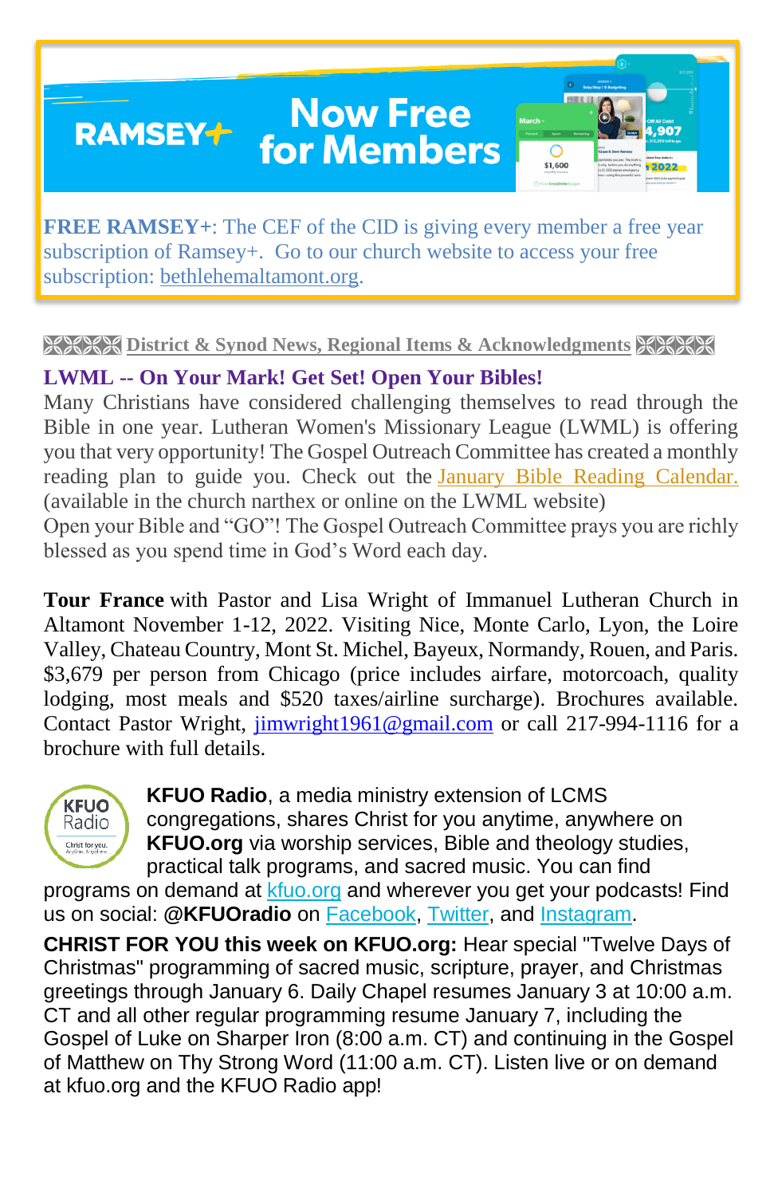RAMSEY+ **Now Free for Members**

**FREE RAMSEY+**: The CEF of the CID is giving every member a free year subscription of Ramsey+. Go to our church website to access your free subscription: bethlehemaltamont.org.

## District & Synod News, Regional Items & Acknowledgments

### LWML -- On Your Mark! Get Set! Open Your Bibles!

Many Christians have considered challenging themselves to read through the Bible in one year. Lutheran Women's Missionary League (LWML) is offering you that very opportunity! The Gospel Outreach Committee has created a monthly reading plan to guide you. Check out the January Bible Reading Calendar. (available in the church narthex or online on the LWML website)
Open your Bible and "GO"! The Gospel Outreach Committee prays you are richly blessed as you spend time in God's Word each day.

**Tour France** with Pastor and Lisa Wright of Immanuel Lutheran Church in Altamont November 1-12, 2022. Visiting Nice, Monte Carlo, Lyon, the Loire Valley, Chateau Country, Mont St. Michel, Bayeux, Normandy, Rouen, and Paris. $3,679 per person from Chicago (price includes airfare, motorcoach, quality lodging, most meals and $520 taxes/airline surcharge). Brochures available. Contact Pastor Wright, jimwright1961@gmail.com or call 217-994-1116 for a brochure with full details.

**KFUO Radio**, a media ministry extension of LCMS congregations, shares Christ for you anytime, anywhere on **KFUO.org** via worship services, Bible and theology studies, practical talk programs, and sacred music. You can find programs on demand at kfuo.org and wherever you get your podcasts! Find us on social: **@KFUOradio** on Facebook, Twitter, and Instagram.

**CHRIST FOR YOU this week on KFUO.org:** Hear special "Twelve Days of Christmas" programming of sacred music, scripture, prayer, and Christmas greetings through January 6. Daily Chapel resumes January 3 at 10:00 a.m. CT and all other regular programming resume January 7, including the Gospel of Luke on Sharper Iron (8:00 a.m. CT) and continuing in the Gospel of Matthew on Thy Strong Word (11:00 a.m. CT). Listen live or on demand at kfuo.org and the KFUO Radio app!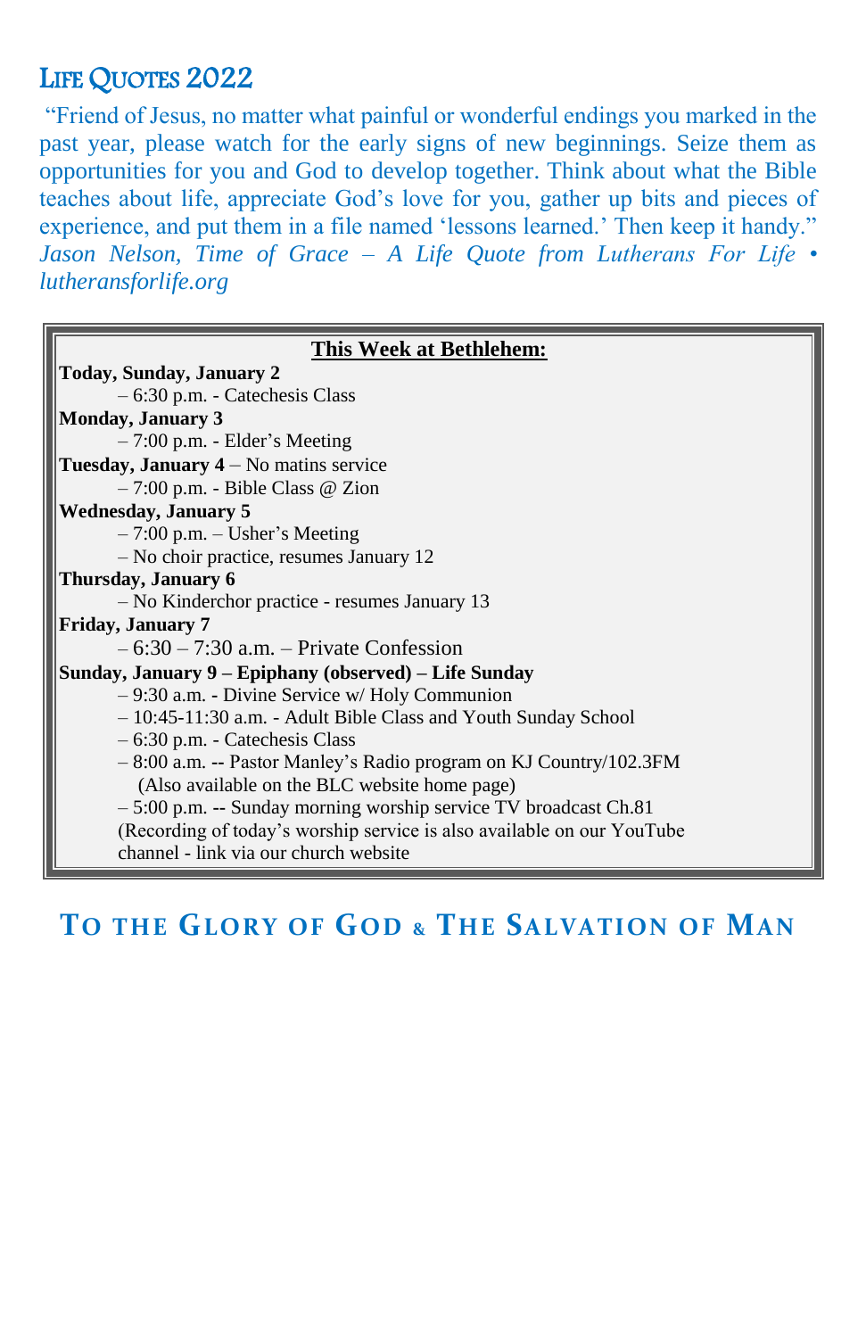## Life Quotes 2022

"Friend of Jesus, no matter what painful or wonderful endings you marked in the past year, please watch for the early signs of new beginnings. Seize them as opportunities for you and God to develop together. Think about what the Bible teaches about life, appreciate God's love for you, gather up bits and pieces of experience, and put them in a file named 'lessons learned.' Then keep it handy." *Jason Nelson, Time of Grace – A Life Quote from Lutherans For Life • lutheransforlife.org*

**This Week at Bethlehem:**

**Today, Sunday, January 2**
– 6:30 p.m. - Catechesis Class

**Monday, January 3**
– 7:00 p.m. - Elder's Meeting

**Tuesday, January 4** – No matins service
– 7:00 p.m. - Bible Class @ Zion

**Wednesday, January 5**
– 7:00 p.m. – Usher's Meeting
– No choir practice, resumes January 12

**Thursday, January 6**
– No Kinderchor practice - resumes January 13

**Friday, January 7**
– 6:30 – 7:30 a.m. – Private Confession

**Sunday, January 9 – Epiphany (observed) – Life Sunday**
– 9:30 a.m. - Divine Service w/ Holy Communion
– 10:45-11:30 a.m. - Adult Bible Class and Youth Sunday School
– 6:30 p.m. - Catechesis Class
– 8:00 a.m. -- Pastor Manley's Radio program on KJ Country/102.3FM (Also available on the BLC website home page)
– 5:00 p.m. -- Sunday morning worship service TV broadcast Ch.81 (Recording of today's worship service is also available on our YouTube channel - link via our church website

**To the Glory of God & The Salvation of Man**